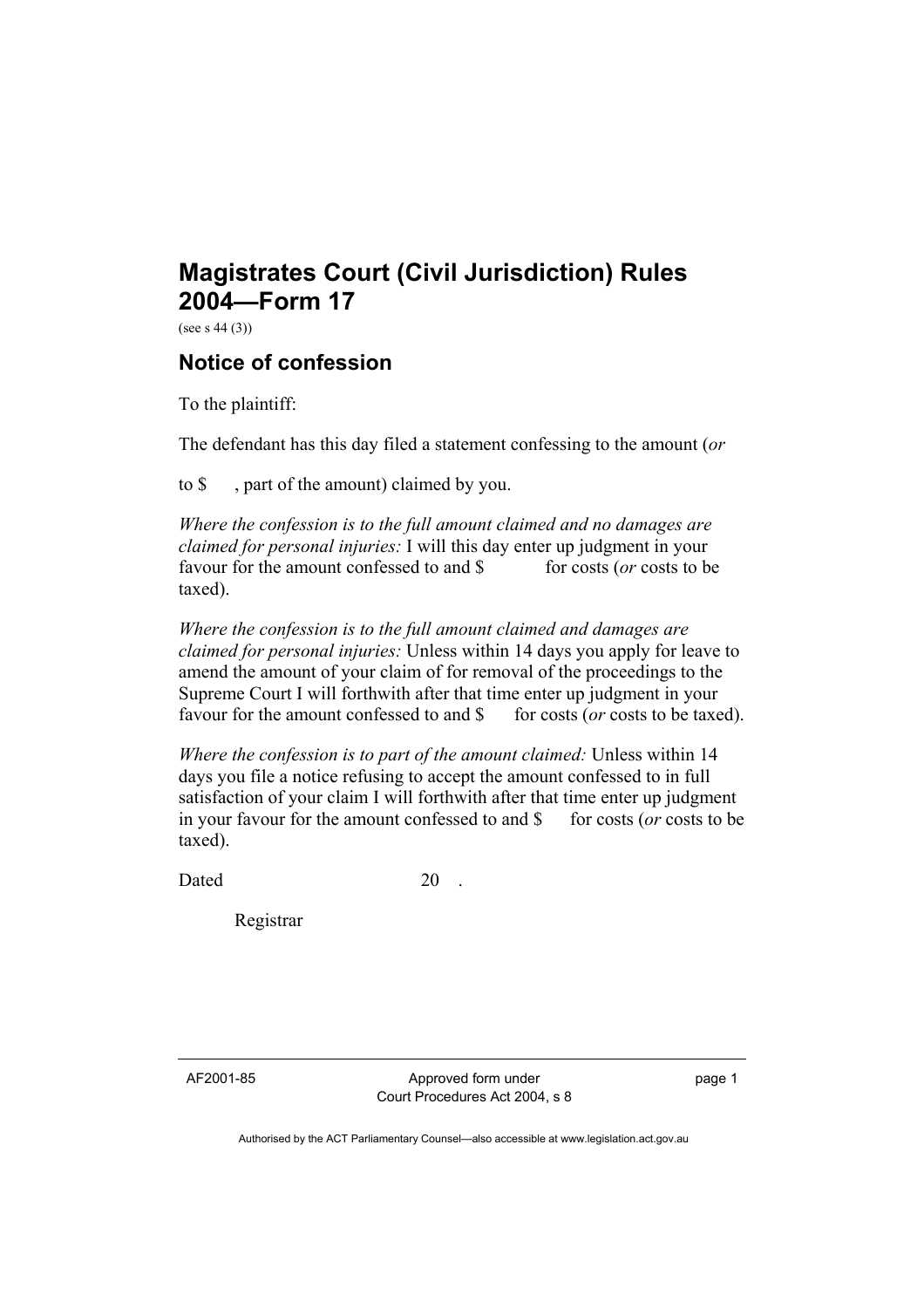# Magistrates Court (Civil Jurisdiction) Rules 2004—Form 17

(see s 44 (3))

## Notice of confession

To the plaintiff:

The defendant has this day filed a statement confessing to the amount (*or*

to $ , part of the amount) claimed by you.

*Where the confession is to the full amount claimed and no damages are claimed for personal injuries:* I will this day enter up judgment in your favour for the amount confessed to and $ for costs (*or* costs to be taxed).

*Where the confession is to the full amount claimed and damages are claimed for personal injuries:* Unless within 14 days you apply for leave to amend the amount of your claim of for removal of the proceedings to the Supreme Court I will forthwith after that time enter up judgment in your favour for the amount confessed to and $ for costs (*or* costs to be taxed).

*Where the confession is to part of the amount claimed:* Unless within 14 days you file a notice refusing to accept the amount confessed to in full satisfaction of your claim I will forthwith after that time enter up judgment in your favour for the amount confessed to and $ for costs (*or* costs to be taxed).

Dated 20 .

Registrar

AF2001-85 Approved form under Court Procedures Act 2004, s 8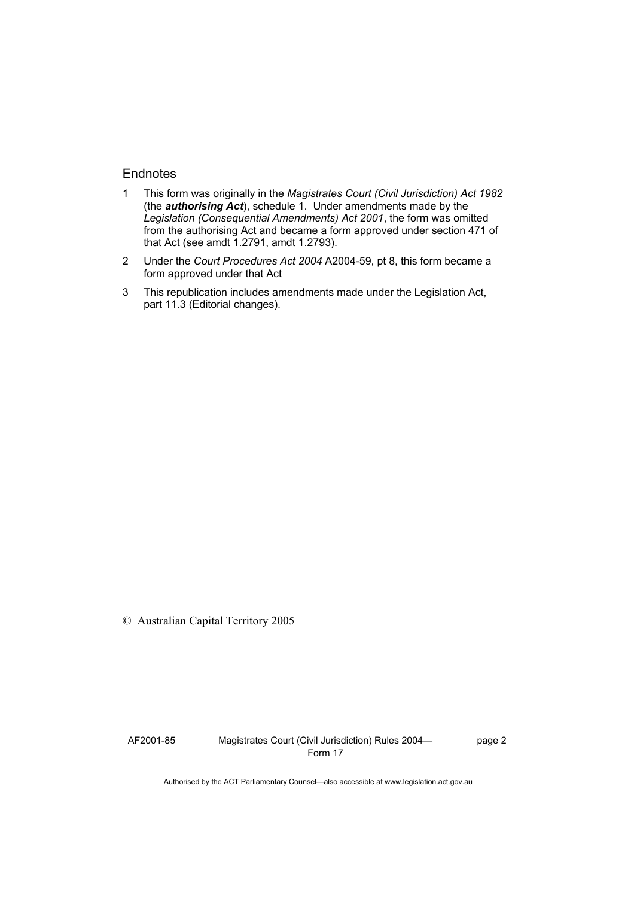## Endnotes

1. This form was originally in the *Magistrates Court (Civil Jurisdiction) Act 1982* (the ***authorising Act***), schedule 1. Under amendments made by the *Legislation (Consequential Amendments) Act 2001*, the form was omitted from the authorising Act and became a form approved under section 471 of that Act (see amdt 1.2791, amdt 1.2793).
2. Under the *Court Procedures Act 2004* A2004-59, pt 8, this form became a form approved under that Act
3. This republication includes amendments made under the Legislation Act, part 11.3 (Editorial changes).

© Australian Capital Territory 2005